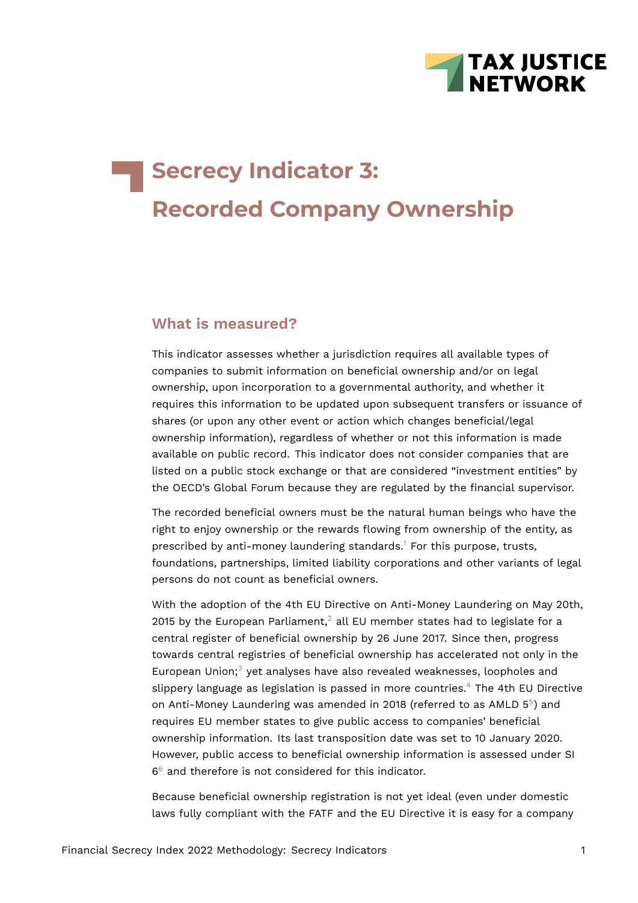# Secrecy Indicator 3: Recorded Company Ownership

## What is measured?

This indicator assesses whether a jurisdiction requires all available types of companies to submit information on beneficial ownership and/or on legal ownership, upon incorporation to a governmental authority, and whether it requires this information to be updated upon subsequent transfers or issuance of shares (or upon any other event or action which changes beneficial/legal ownership information), regardless of whether or not this information is made available on public record. This indicator does not consider companies that are listed on a public stock exchange or that are considered "investment entities" by the OECD's Global Forum because they are regulated by the financial supervisor.

The recorded beneficial owners must be the natural human beings who have the right to enjoy ownership or the rewards flowing from ownership of the entity, as prescribed by anti-money laundering standards.[1] For this purpose, trusts, foundations, partnerships, limited liability corporations and other variants of legal persons do not count as beneficial owners.

With the adoption of the 4th EU Directive on Anti-Money Laundering on May 20th, 2015 by the European Parliament,[2] all EU member states had to legislate for a central register of beneficial ownership by 26 June 2017. Since then, progress towards central registries of beneficial ownership has accelerated not only in the European Union;[3] yet analyses have also revealed weaknesses, loopholes and slippery language as legislation is passed in more countries.[4] The 4th EU Directive on Anti-Money Laundering was amended in 2018 (referred to as AMLD 5[5]) and requires EU member states to give public access to companies' beneficial ownership information. Its last transposition date was set to 10 January 2020. However, public access to beneficial ownership information is assessed under SI 6[6] and therefore is not considered for this indicator.

Because beneficial ownership registration is not yet ideal (even under domestic laws fully compliant with the FATF and the EU Directive it is easy for a company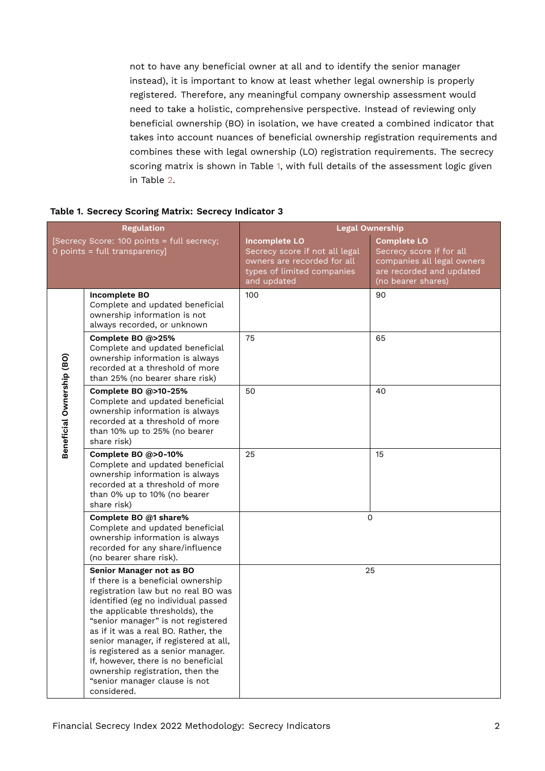not to have any beneficial owner at all and to identify the senior manager instead), it is important to know at least whether legal ownership is properly registered. Therefore, any meaningful company ownership assessment would need to take a holistic, comprehensive perspective. Instead of reviewing only beneficial ownership (BO) in isolation, we have created a combined indicator that takes into account nuances of beneficial ownership registration requirements and combines these with legal ownership (LO) registration requirements. The secrecy scoring matrix is shown in Table 1, with full details of the assessment logic given in Table 2.

**Table 1. Secrecy Scoring Matrix: Secrecy Indicator 3**

| Regulation | | Legal Ownership | |
|---|---|---|---|
| [Secrecy Score: 100 points = full secrecy; 0 points = full transparency] | | **Incomplete LO** Secrecy score if not all legal owners are recorded for all types of limited companies and updated | **Complete LO** Secrecy score if for all companies all legal owners are recorded and updated (no bearer shares) |
| Beneficial Ownership (BO) | **Incomplete BO** Complete and updated beneficial ownership information is not always recorded, or unknown | 100 | 90 |
| | **Complete BO @>25%** Complete and updated beneficial ownership information is always recorded at a threshold of more than 25% (no bearer share risk) | 75 | 65 |
| | **Complete BO @>10-25%** Complete and updated beneficial ownership information is always recorded at a threshold of more than 10% up to 25% (no bearer share risk) | 50 | 40 |
| | **Complete BO @>0-10%** Complete and updated beneficial ownership information is always recorded at a threshold of more than 0% up to 10% (no bearer share risk) | 25 | 15 |
| | **Complete BO @1 share%** Complete and updated beneficial ownership information is always recorded for any share/influence (no bearer share risk). | 0 | |
| | **Senior Manager not as BO** If there is a beneficial ownership registration law but no real BO was identified (eg no individual passed the applicable thresholds), the "senior manager" is not registered as if it was a real BO. Rather, the senior manager, if registered at all, is registered as a senior manager. If, however, there is no beneficial ownership registration, then the "senior manager clause is not considered. | 25 | |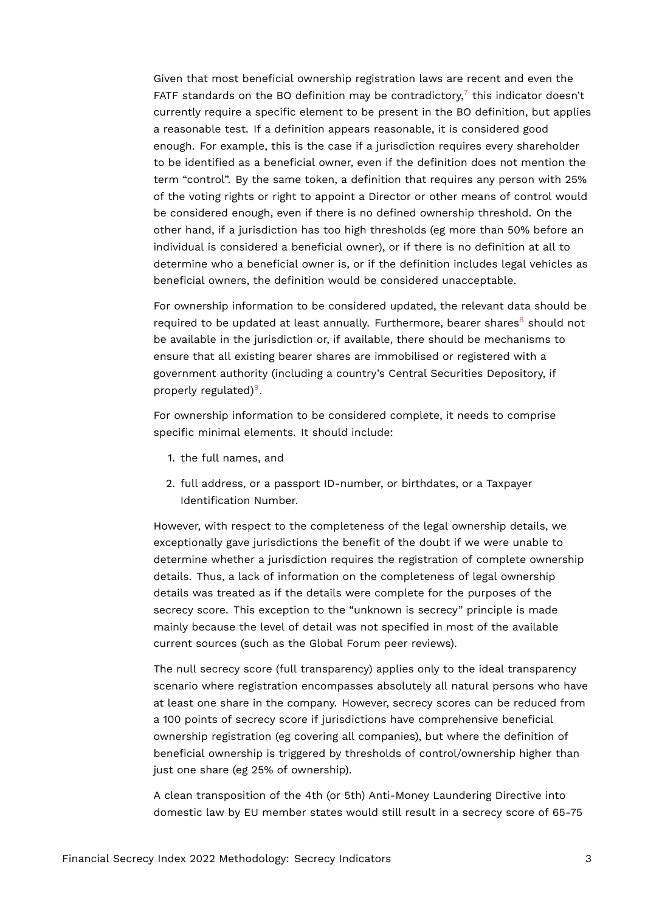Given that most beneficial ownership registration laws are recent and even the FATF standards on the BO definition may be contradictory,[7] this indicator doesn't currently require a specific element to be present in the BO definition, but applies a reasonable test. If a definition appears reasonable, it is considered good enough. For example, this is the case if a jurisdiction requires every shareholder to be identified as a beneficial owner, even if the definition does not mention the term "control". By the same token, a definition that requires any person with 25% of the voting rights or right to appoint a Director or other means of control would be considered enough, even if there is no defined ownership threshold. On the other hand, if a jurisdiction has too high thresholds (eg more than 50% before an individual is considered a beneficial owner), or if there is no definition at all to determine who a beneficial owner is, or if the definition includes legal vehicles as beneficial owners, the definition would be considered unacceptable.

For ownership information to be considered updated, the relevant data should be required to be updated at least annually. Furthermore, bearer shares[8] should not be available in the jurisdiction or, if available, there should be mechanisms to ensure that all existing bearer shares are immobilised or registered with a government authority (including a country's Central Securities Depository, if properly regulated)[9].

For ownership information to be considered complete, it needs to comprise specific minimal elements. It should include:

1. the full names, and
2. full address, or a passport ID-number, or birthdates, or a Taxpayer Identification Number.

However, with respect to the completeness of the legal ownership details, we exceptionally gave jurisdictions the benefit of the doubt if we were unable to determine whether a jurisdiction requires the registration of complete ownership details. Thus, a lack of information on the completeness of legal ownership details was treated as if the details were complete for the purposes of the secrecy score. This exception to the "unknown is secrecy" principle is made mainly because the level of detail was not specified in most of the available current sources (such as the Global Forum peer reviews).

The null secrecy score (full transparency) applies only to the ideal transparency scenario where registration encompasses absolutely all natural persons who have at least one share in the company. However, secrecy scores can be reduced from a 100 points of secrecy score if jurisdictions have comprehensive beneficial ownership registration (eg covering all companies), but where the definition of beneficial ownership is triggered by thresholds of control/ownership higher than just one share (eg 25% of ownership).

A clean transposition of the 4th (or 5th) Anti-Money Laundering Directive into domestic law by EU member states would still result in a secrecy score of 65-75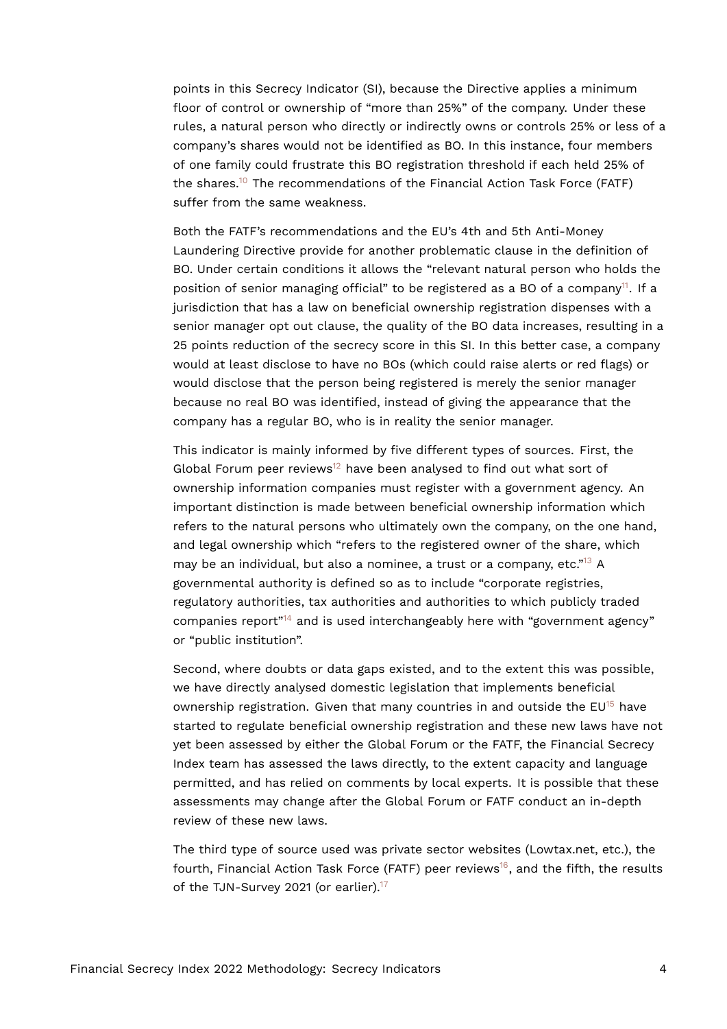points in this Secrecy Indicator (SI), because the Directive applies a minimum floor of control or ownership of "more than 25%" of the company. Under these rules, a natural person who directly or indirectly owns or controls 25% or less of a company's shares would not be identified as BO. In this instance, four members of one family could frustrate this BO registration threshold if each held 25% of the shares.[10] The recommendations of the Financial Action Task Force (FATF) suffer from the same weakness.

Both the FATF's recommendations and the EU's 4th and 5th Anti-Money Laundering Directive provide for another problematic clause in the definition of BO. Under certain conditions it allows the "relevant natural person who holds the position of senior managing official" to be registered as a BO of a company[11]. If a jurisdiction that has a law on beneficial ownership registration dispenses with a senior manager opt out clause, the quality of the BO data increases, resulting in a 25 points reduction of the secrecy score in this SI. In this better case, a company would at least disclose to have no BOs (which could raise alerts or red flags) or would disclose that the person being registered is merely the senior manager because no real BO was identified, instead of giving the appearance that the company has a regular BO, who is in reality the senior manager.

This indicator is mainly informed by five different types of sources. First, the Global Forum peer reviews[12] have been analysed to find out what sort of ownership information companies must register with a government agency. An important distinction is made between beneficial ownership information which refers to the natural persons who ultimately own the company, on the one hand, and legal ownership which "refers to the registered owner of the share, which may be an individual, but also a nominee, a trust or a company, etc."[13] A governmental authority is defined so as to include "corporate registries, regulatory authorities, tax authorities and authorities to which publicly traded companies report"[14] and is used interchangeably here with "government agency" or "public institution".

Second, where doubts or data gaps existed, and to the extent this was possible, we have directly analysed domestic legislation that implements beneficial ownership registration. Given that many countries in and outside the EU[15] have started to regulate beneficial ownership registration and these new laws have not yet been assessed by either the Global Forum or the FATF, the Financial Secrecy Index team has assessed the laws directly, to the extent capacity and language permitted, and has relied on comments by local experts. It is possible that these assessments may change after the Global Forum or FATF conduct an in-depth review of these new laws.

The third type of source used was private sector websites (Lowtax.net, etc.), the fourth, Financial Action Task Force (FATF) peer reviews[16], and the fifth, the results of the TJN-Survey 2021 (or earlier).[17]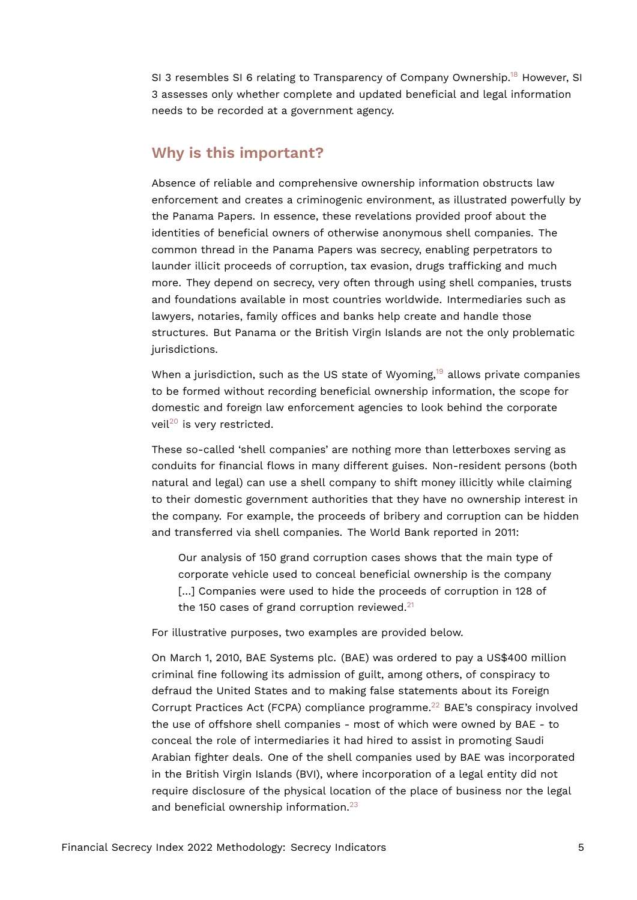SI 3 resembles SI 6 relating to Transparency of Company Ownership.[18] However, SI 3 assesses only whether complete and updated beneficial and legal information needs to be recorded at a government agency.

## Why is this important?

Absence of reliable and comprehensive ownership information obstructs law enforcement and creates a criminogenic environment, as illustrated powerfully by the Panama Papers. In essence, these revelations provided proof about the identities of beneficial owners of otherwise anonymous shell companies. The common thread in the Panama Papers was secrecy, enabling perpetrators to launder illicit proceeds of corruption, tax evasion, drugs trafficking and much more. They depend on secrecy, very often through using shell companies, trusts and foundations available in most countries worldwide. Intermediaries such as lawyers, notaries, family offices and banks help create and handle those structures. But Panama or the British Virgin Islands are not the only problematic jurisdictions.

When a jurisdiction, such as the US state of Wyoming,[19] allows private companies to be formed without recording beneficial ownership information, the scope for domestic and foreign law enforcement agencies to look behind the corporate veil[20] is very restricted.

These so-called 'shell companies' are nothing more than letterboxes serving as conduits for financial flows in many different guises. Non-resident persons (both natural and legal) can use a shell company to shift money illicitly while claiming to their domestic government authorities that they have no ownership interest in the company. For example, the proceeds of bribery and corruption can be hidden and transferred via shell companies. The World Bank reported in 2011:

> Our analysis of 150 grand corruption cases shows that the main type of corporate vehicle used to conceal beneficial ownership is the company [...] Companies were used to hide the proceeds of corruption in 128 of the 150 cases of grand corruption reviewed.[21]

For illustrative purposes, two examples are provided below.

On March 1, 2010, BAE Systems plc. (BAE) was ordered to pay a US$400 million criminal fine following its admission of guilt, among others, of conspiracy to defraud the United States and to making false statements about its Foreign Corrupt Practices Act (FCPA) compliance programme.[22] BAE's conspiracy involved the use of offshore shell companies - most of which were owned by BAE - to conceal the role of intermediaries it had hired to assist in promoting Saudi Arabian fighter deals. One of the shell companies used by BAE was incorporated in the British Virgin Islands (BVI), where incorporation of a legal entity did not require disclosure of the physical location of the place of business nor the legal and beneficial ownership information.[23]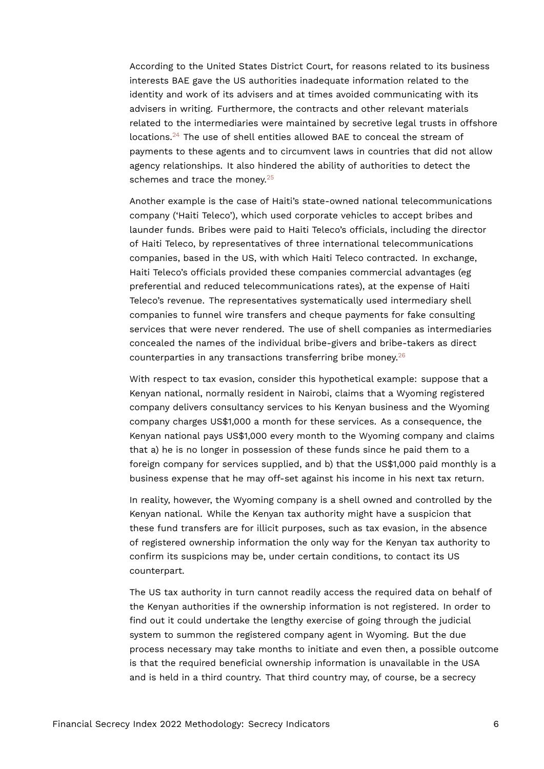According to the United States District Court, for reasons related to its business interests BAE gave the US authorities inadequate information related to the identity and work of its advisers and at times avoided communicating with its advisers in writing. Furthermore, the contracts and other relevant materials related to the intermediaries were maintained by secretive legal trusts in offshore locations.[24] The use of shell entities allowed BAE to conceal the stream of payments to these agents and to circumvent laws in countries that did not allow agency relationships. It also hindered the ability of authorities to detect the schemes and trace the money.[25]

Another example is the case of Haiti's state-owned national telecommunications company ('Haiti Teleco'), which used corporate vehicles to accept bribes and launder funds. Bribes were paid to Haiti Teleco's officials, including the director of Haiti Teleco, by representatives of three international telecommunications companies, based in the US, with which Haiti Teleco contracted. In exchange, Haiti Teleco's officials provided these companies commercial advantages (eg preferential and reduced telecommunications rates), at the expense of Haiti Teleco's revenue. The representatives systematically used intermediary shell companies to funnel wire transfers and cheque payments for fake consulting services that were never rendered. The use of shell companies as intermediaries concealed the names of the individual bribe-givers and bribe-takers as direct counterparties in any transactions transferring bribe money.[26]

With respect to tax evasion, consider this hypothetical example: suppose that a Kenyan national, normally resident in Nairobi, claims that a Wyoming registered company delivers consultancy services to his Kenyan business and the Wyoming company charges US$1,000 a month for these services. As a consequence, the Kenyan national pays US$1,000 every month to the Wyoming company and claims that a) he is no longer in possession of these funds since he paid them to a foreign company for services supplied, and b) that the US$1,000 paid monthly is a business expense that he may off-set against his income in his next tax return.

In reality, however, the Wyoming company is a shell owned and controlled by the Kenyan national. While the Kenyan tax authority might have a suspicion that these fund transfers are for illicit purposes, such as tax evasion, in the absence of registered ownership information the only way for the Kenyan tax authority to confirm its suspicions may be, under certain conditions, to contact its US counterpart.

The US tax authority in turn cannot readily access the required data on behalf of the Kenyan authorities if the ownership information is not registered. In order to find out it could undertake the lengthy exercise of going through the judicial system to summon the registered company agent in Wyoming. But the due process necessary may take months to initiate and even then, a possible outcome is that the required beneficial ownership information is unavailable in the USA and is held in a third country. That third country may, of course, be a secrecy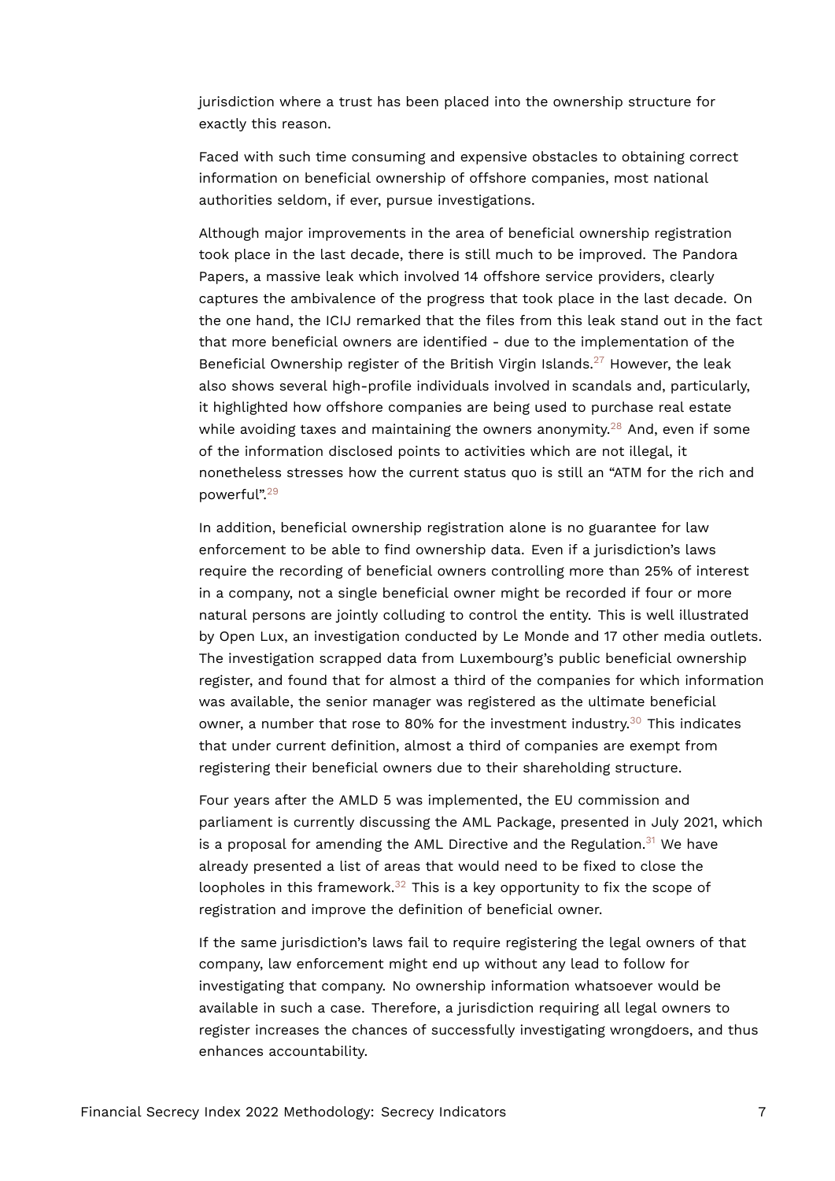jurisdiction where a trust has been placed into the ownership structure for exactly this reason.

Faced with such time consuming and expensive obstacles to obtaining correct information on beneficial ownership of offshore companies, most national authorities seldom, if ever, pursue investigations.

Although major improvements in the area of beneficial ownership registration took place in the last decade, there is still much to be improved. The Pandora Papers, a massive leak which involved 14 offshore service providers, clearly captures the ambivalence of the progress that took place in the last decade. On the one hand, the ICIJ remarked that the files from this leak stand out in the fact that more beneficial owners are identified - due to the implementation of the Beneficial Ownership register of the British Virgin Islands.[27] However, the leak also shows several high-profile individuals involved in scandals and, particularly, it highlighted how offshore companies are being used to purchase real estate while avoiding taxes and maintaining the owners anonymity.[28] And, even if some of the information disclosed points to activities which are not illegal, it nonetheless stresses how the current status quo is still an "ATM for the rich and powerful".[29]

In addition, beneficial ownership registration alone is no guarantee for law enforcement to be able to find ownership data. Even if a jurisdiction's laws require the recording of beneficial owners controlling more than 25% of interest in a company, not a single beneficial owner might be recorded if four or more natural persons are jointly colluding to control the entity. This is well illustrated by Open Lux, an investigation conducted by Le Monde and 17 other media outlets. The investigation scrapped data from Luxembourg's public beneficial ownership register, and found that for almost a third of the companies for which information was available, the senior manager was registered as the ultimate beneficial owner, a number that rose to 80% for the investment industry.[30] This indicates that under current definition, almost a third of companies are exempt from registering their beneficial owners due to their shareholding structure.

Four years after the AMLD 5 was implemented, the EU commission and parliament is currently discussing the AML Package, presented in July 2021, which is a proposal for amending the AML Directive and the Regulation.[31] We have already presented a list of areas that would need to be fixed to close the loopholes in this framework.[32] This is a key opportunity to fix the scope of registration and improve the definition of beneficial owner.

If the same jurisdiction's laws fail to require registering the legal owners of that company, law enforcement might end up without any lead to follow for investigating that company. No ownership information whatsoever would be available in such a case. Therefore, a jurisdiction requiring all legal owners to register increases the chances of successfully investigating wrongdoers, and thus enhances accountability.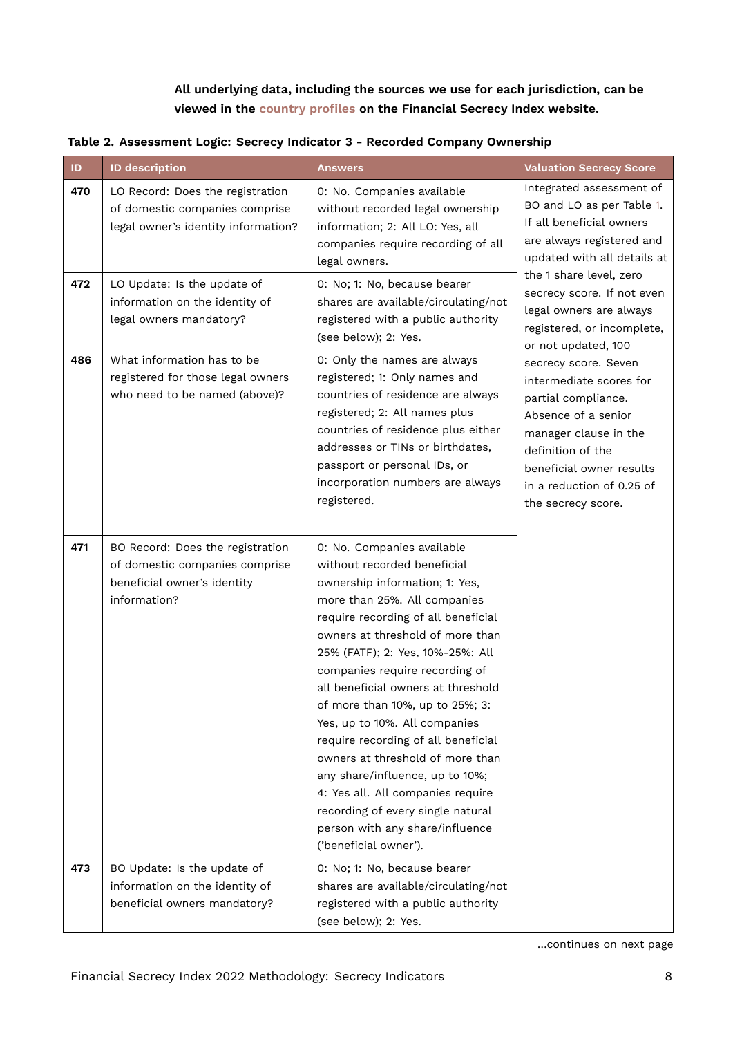**All underlying data, including the sources we use for each jurisdiction, can be viewed in the country profiles on the Financial Secrecy Index website.**

**Table 2. Assessment Logic: Secrecy Indicator 3 - Recorded Company Ownership**

| ID | ID description | Answers | Valuation Secrecy Score |
|---|---|---|---|
| **470** | LO Record: Does the registration of domestic companies comprise legal owner's identity information? | 0: No. Companies available without recorded legal ownership information; 2: All LO: Yes, all companies require recording of all legal owners. | Integrated assessment of BO and LO as per Table 1. If all beneficial owners are always registered and updated with all details at the 1 share level, zero secrecy score. If not even legal owners are always registered, or incomplete, or not updated, 100 secrecy score. Seven intermediate scores for partial compliance. Absence of a senior manager clause in the definition of the beneficial owner results in a reduction of 0.25 of the secrecy score. |
| **472** | LO Update: Is the update of information on the identity of legal owners mandatory? | 0: No; 1: No, because bearer shares are available/circulating/not registered with a public authority (see below); 2: Yes. | |
| **486** | What information has to be registered for those legal owners who need to be named (above)? | 0: Only the names are always registered; 1: Only names and countries of residence are always registered; 2: All names plus countries of residence plus either addresses or TINs or birthdates, passport or personal IDs, or incorporation numbers are always registered. | |
| **471** | BO Record: Does the registration of domestic companies comprise beneficial owner's identity information? | 0: No. Companies available without recorded beneficial ownership information; 1: Yes, more than 25%. All companies require recording of all beneficial owners at threshold of more than 25% (FATF); 2: Yes, 10%-25%: All companies require recording of all beneficial owners at threshold of more than 10%, up to 25%; 3: Yes, up to 10%. All companies require recording of all beneficial owners at threshold of more than any share/influence, up to 10%; 4: Yes all. All companies require recording of every single natural person with any share/influence ('beneficial owner'). | |
| **473** | BO Update: Is the update of information on the identity of beneficial owners mandatory? | 0: No; 1: No, because bearer shares are available/circulating/not registered with a public authority (see below); 2: Yes. | |

...continues on next page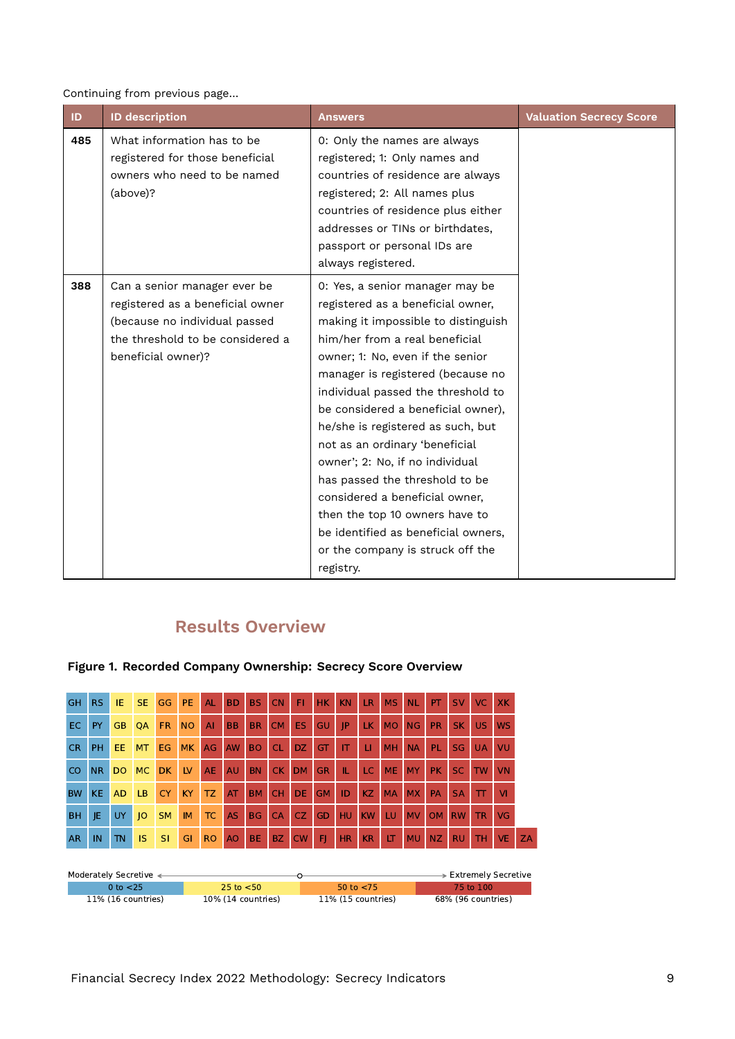Continuing from previous page...

| ID | ID description | Answers | Valuation Secrecy Score |
|---|---|---|---|
| **485** | What information has to be registered for those beneficial owners who need to be named (above)? | 0: Only the names are always registered; 1: Only names and countries of residence are always registered; 2: All names plus countries of residence plus either addresses or TINs or birthdates, passport or personal IDs are always registered. | |
| **388** | Can a senior manager ever be registered as a beneficial owner (because no individual passed the threshold to be considered a beneficial owner)? | 0: Yes, a senior manager may be registered as a beneficial owner, making it impossible to distinguish him/her from a real beneficial owner; 1: No, even if the senior manager is registered (because no individual passed the threshold to be considered a beneficial owner), he/she is registered as such, but not as an ordinary 'beneficial owner'; 2: No, if no individual has passed the threshold to be considered a beneficial owner, then the top 10 owners have to be identified as beneficial owners, or the company is struck off the registry. | |

## Results Overview

**Figure 1. Recorded Company Ownership: Secrecy Score Overview**

| | | | | | | | | | | | | | | | | | | | | |
|---|---|---|---|---|---|---|---|---|---|---|---|---|---|---|---|---|---|---|---|---|
| GH | RS | IE | SE | GG | PE | AL | BD | BS | CN | FI | HK | KN | LR | MS | NL | PT | SV | VC | XK | |
| EC | PY | GB | QA | FR | NO | AI | BB | BR | CM | ES | GU | JP | LK | MO | NG | PR | SK | US | WS | |
| CR | PH | EE | MT | EG | MK | AG | AW | BO | CL | DZ | GT | IT | LI | MH | NA | PL | SG | UA | VU | |
| CO | NR | DO | MC | DK | LV | AE | AU | BN | CK | DM | GR | IL | LC | ME | MY | PK | SC | TW | VN | |
| BW | KE | AD | LB | CY | KY | TZ | AT | BM | CH | DE | GM | ID | KZ | MA | MX | PA | SA | TT | VI | |
| BH | JE | UY | JO | SM | IM | TC | AS | BG | CA | CZ | GD | HU | KW | LU | MV | OM | RW | TR | VG | |
| AR | IN | TN | IS | SI | GI | RO | AO | BE | BZ | CW | FJ | HR | KR | LT | MU | NZ | RU | TH | VE | ZA |

Moderately Secretive ← → Extremely Secretive

| 0 to <25 | 25 to <50 | 50 to <75 | 75 to 100 |
|---|---|---|---|
| 11% (16 countries) | 10% (14 countries) | 11% (15 countries) | 68% (96 countries) |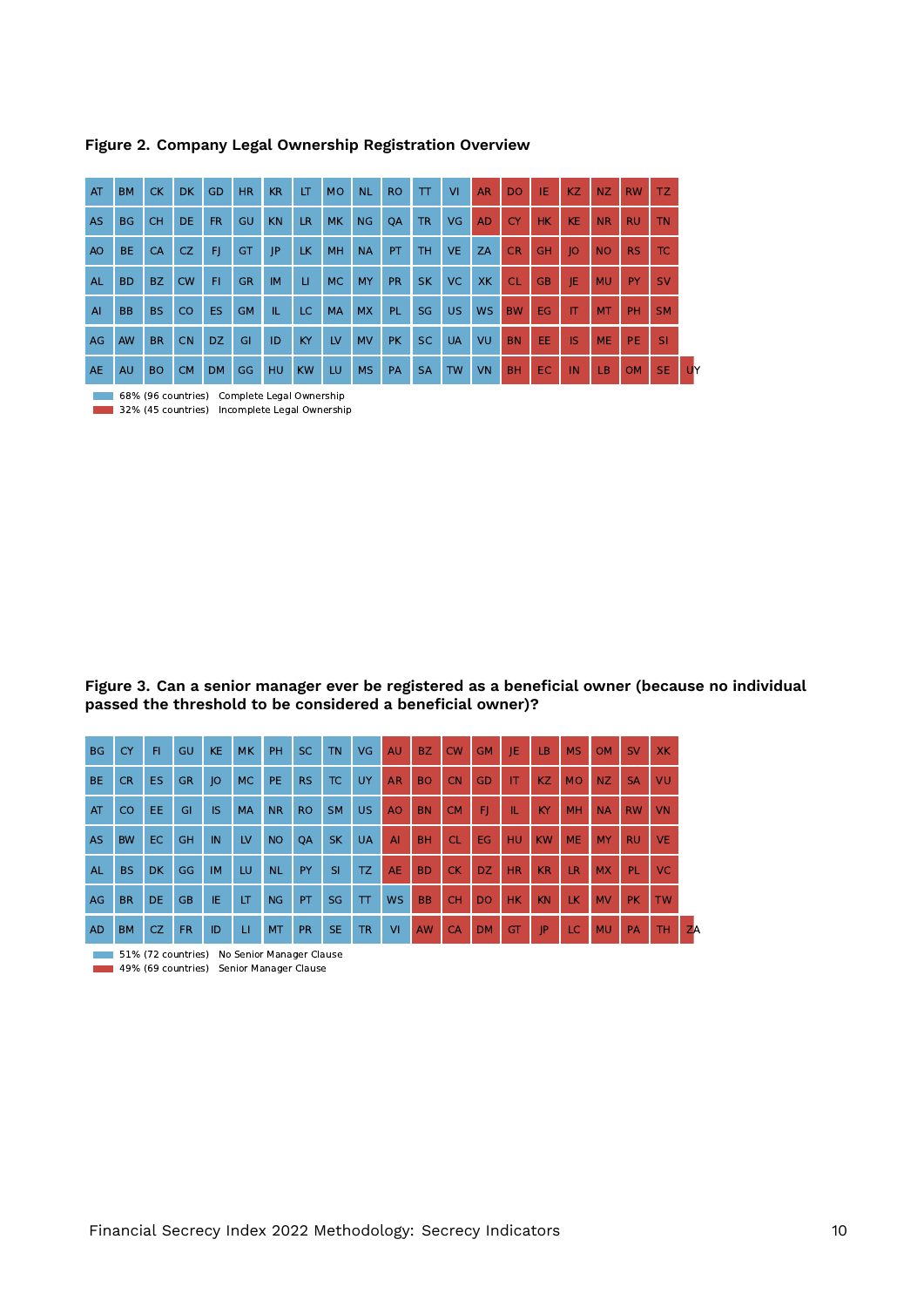**Figure 2. Company Legal Ownership Registration Overview**

| AT | BM | CK | DK | GD | HR | KR | LT | MO | NL | RO | TT | VI | AR | DO | IE | KZ | NZ | RW | TZ | |
|---|---|---|---|---|---|---|---|---|---|---|---|---|---|---|---|---|---|---|---|---|
| AS | BG | CH | DE | FR | GU | KN | LR | MK | NG | QA | TR | VG | AD | CY | HK | KE | NR | RU | TN | |
| AO | BE | CA | CZ | FJ | GT | JP | LK | MH | NA | PT | TH | VE | ZA | CR | GH | JO | NO | RS | TC | |
| AL | BD | BZ | CW | FI | GR | IM | LI | MC | MY | PR | SK | VC | XK | CL | GB | JE | MU | PY | SV | |
| AI | BB | BS | CO | ES | GM | IL | LC | MA | MX | PL | SG | US | WS | BW | EG | IT | MT | PH | SM | |
| AG | AW | BR | CN | DZ | GI | ID | KY | LV | MV | PK | SC | UA | VU | BN | EE | IS | ME | PE | SI | |
| AE | AU | BO | CM | DM | GG | HU | KW | LU | MS | PA | SA | TW | VN | BH | EC | IN | LB | OM | SE | UY |

68% (96 countries) Complete Legal Ownership
32% (45 countries) Incomplete Legal Ownership

**Figure 3. Can a senior manager ever be registered as a beneficial owner (because no individual passed the threshold to be considered a beneficial owner)?**

| BG | CY | FI | GU | KE | MK | PH | SC | TN | VG | AU | BZ | CW | GM | JE | LB | MS | OM | SV | XK | |
|---|---|---|---|---|---|---|---|---|---|---|---|---|---|---|---|---|---|---|---|---|
| BE | CR | ES | GR | JO | MC | PE | RS | TC | UY | AR | BO | CN | GD | IT | KZ | MO | NZ | SA | VU | |
| AT | CO | EE | GI | IS | MA | NR | RO | SM | US | AO | BN | CM | FJ | IL | KY | MH | NA | RW | VN | |
| AS | BW | EC | GH | IN | LV | NO | QA | SK | UA | AI | BH | CL | EG | HU | KW | ME | MY | RU | VE | |
| AL | BS | DK | GG | IM | LU | NL | PY | SI | TZ | AE | BD | CK | DZ | HR | KR | LR | MX | PL | VC | |
| AG | BR | DE | GB | IE | LT | NG | PT | SG | TT | WS | BB | CH | DO | HK | KN | LK | MV | PK | TW | |
| AD | BM | CZ | FR | ID | LI | MT | PR | SE | TR | VI | AW | CA | DM | GT | JP | LC | MU | PA | TH | ZA |

51% (72 countries) No Senior Manager Clause
49% (69 countries) Senior Manager Clause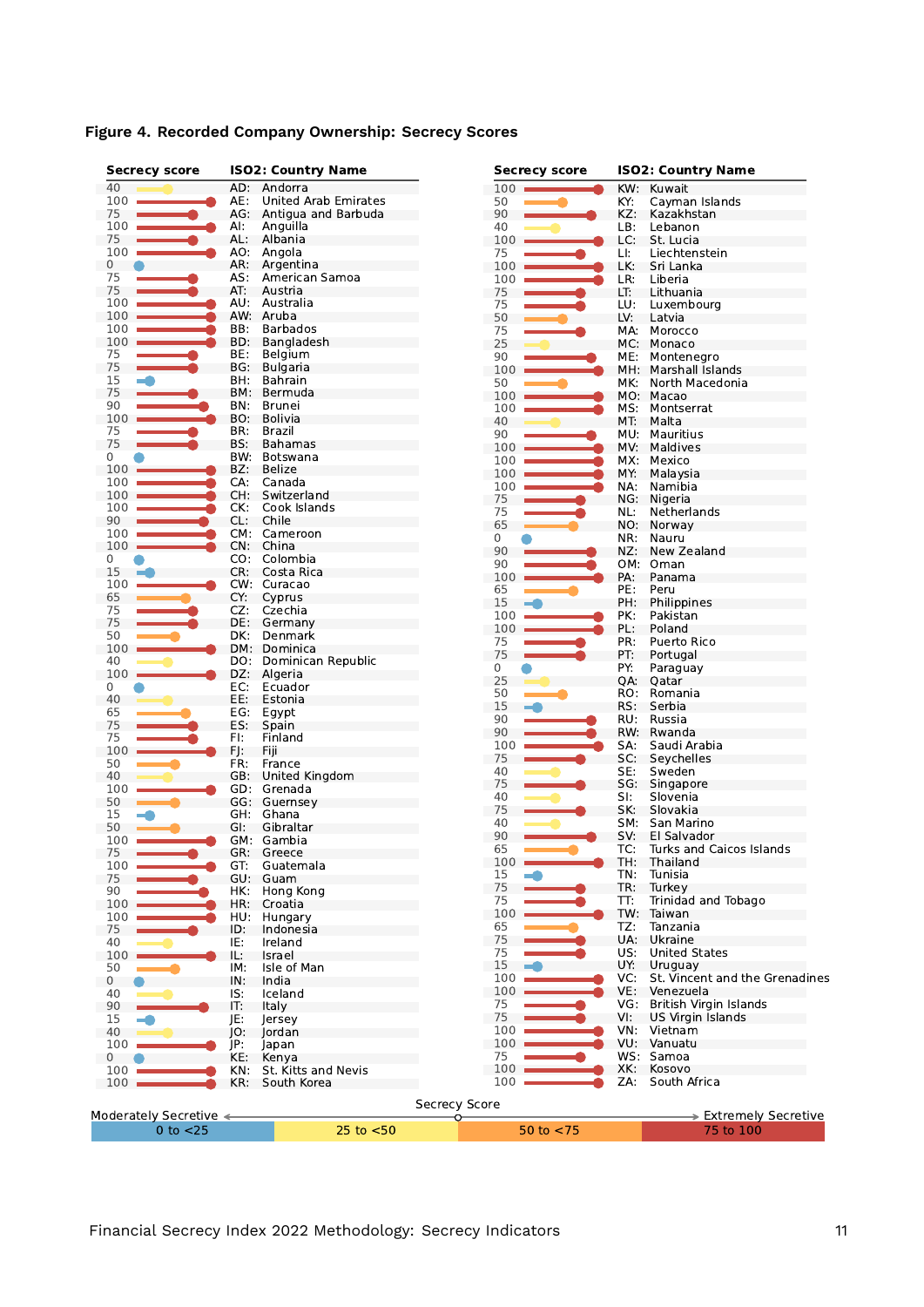**Figure 4. Recorded Company Ownership: Secrecy Scores**

| Secrecy score | ISO2: Country Name |
|---|---|
| 40 | AD: Andorra |
| 100 | AE: United Arab Emirates |
| 75 | AG: Antigua and Barbuda |
| 100 | AI: Anguilla |
| 75 | AL: Albania |
| 100 | AO: Angola |
| 0 | AR: Argentina |
| 75 | AS: American Samoa |
| 75 | AT: Austria |
| 100 | AU: Australia |
| 100 | AW: Aruba |
| 100 | BB: Barbados |
| 100 | BD: Bangladesh |
| 75 | BE: Belgium |
| 75 | BG: Bulgaria |
| 15 | BH: Bahrain |
| 75 | BM: Bermuda |
| 90 | BN: Brunei |
| 100 | BO: Bolivia |
| 75 | BR: Brazil |
| 75 | BS: Bahamas |
| 0 | BW: Botswana |
| 100 | BZ: Belize |
| 100 | CA: Canada |
| 100 | CH: Switzerland |
| 100 | CK: Cook Islands |
| 90 | CL: Chile |
| 100 | CM: Cameroon |
| 100 | CN: China |
| 0 | CO: Colombia |
| 15 | CR: Costa Rica |
| 100 | CW: Curacao |
| 65 | CY: Cyprus |
| 75 | CZ: Czechia |
| 75 | DE: Germany |
| 50 | DK: Denmark |
| 100 | DM: Dominica |
| 40 | DO: Dominican Republic |
| 100 | DZ: Algeria |
| 0 | EC: Ecuador |
| 40 | EE: Estonia |
| 65 | EG: Egypt |
| 75 | ES: Spain |
| 75 | FI: Finland |
| 100 | FJ: Fiji |
| 50 | FR: France |
| 40 | GB: United Kingdom |
| 100 | GD: Grenada |
| 50 | GG: Guernsey |
| 15 | GH: Ghana |
| 50 | GI: Gibraltar |
| 100 | GM: Gambia |
| 75 | GR: Greece |
| 100 | GT: Guatemala |
| 75 | GU: Guam |
| 90 | HK: Hong Kong |
| 100 | HR: Croatia |
| 100 | HU: Hungary |
| 75 | ID: Indonesia |
| 40 | IE: Ireland |
| 100 | IL: Israel |
| 50 | IM: Isle of Man |
| 0 | IN: India |
| 40 | IS: Iceland |
| 90 | IT: Italy |
| 15 | JE: Jersey |
| 40 | JO: Jordan |
| 100 | JP: Japan |
| 0 | KE: Kenya |
| 100 | KN: St. Kitts and Nevis |
| 100 | KR: South Korea |
| 100 | KW: Kuwait |
| 50 | KY: Cayman Islands |
| 90 | KZ: Kazakhstan |
| 40 | LB: Lebanon |
| 100 | LC: St. Lucia |
| 75 | LI: Liechtenstein |
| 100 | LK: Sri Lanka |
| 100 | LR: Liberia |
| 75 | LT: Lithuania |
| 75 | LU: Luxembourg |
| 50 | LV: Latvia |
| 75 | MA: Morocco |
| 25 | MC: Monaco |
| 90 | ME: Montenegro |
| 100 | MH: Marshall Islands |
| 50 | MK: North Macedonia |
| 100 | MO: Macao |
| 100 | MS: Montserrat |
| 40 | MT: Malta |
| 90 | MU: Mauritius |
| 100 | MV: Maldives |
| 100 | MX: Mexico |
| 100 | MY: Malaysia |
| 100 | NA: Namibia |
| 75 | NG: Nigeria |
| 75 | NL: Netherlands |
| 65 | NO: Norway |
| 0 | NR: Nauru |
| 90 | NZ: New Zealand |
| 90 | OM: Oman |
| 100 | PA: Panama |
| 65 | PE: Peru |
| 15 | PH: Philippines |
| 100 | PK: Pakistan |
| 100 | PL: Poland |
| 75 | PR: Puerto Rico |
| 75 | PT: Portugal |
| 0 | PY: Paraguay |
| 25 | QA: Qatar |
| 50 | RO: Romania |
| 15 | RS: Serbia |
| 90 | RU: Russia |
| 90 | RW: Rwanda |
| 100 | SA: Saudi Arabia |
| 75 | SC: Seychelles |
| 40 | SE: Sweden |
| 75 | SG: Singapore |
| 40 | SI: Slovenia |
| 75 | SK: Slovakia |
| 40 | SM: San Marino |
| 90 | SV: El Salvador |
| 65 | TC: Turks and Caicos Islands |
| 100 | TH: Thailand |
| 15 | TN: Tunisia |
| 75 | TR: Turkey |
| 75 | TT: Trinidad and Tobago |
| 100 | TW: Taiwan |
| 65 | TZ: Tanzania |
| 75 | UA: Ukraine |
| 75 | US: United States |
| 15 | UY: Uruguay |
| 100 | VC: St. Vincent and the Grenadines |
| 100 | VE: Venezuela |
| 75 | VG: British Virgin Islands |
| 75 | VI: US Virgin Islands |
| 100 | VN: Vietnam |
| 100 | VU: Vanuatu |
| 75 | WS: Samoa |
| 100 | XK: Kosovo |
| 100 | ZA: South Africa |

Secrecy Score: Moderately Secretive ← → Extremely Secretive

| 0 to <25 | 25 to <50 | 50 to <75 | 75 to 100 |
|---|---|---|---|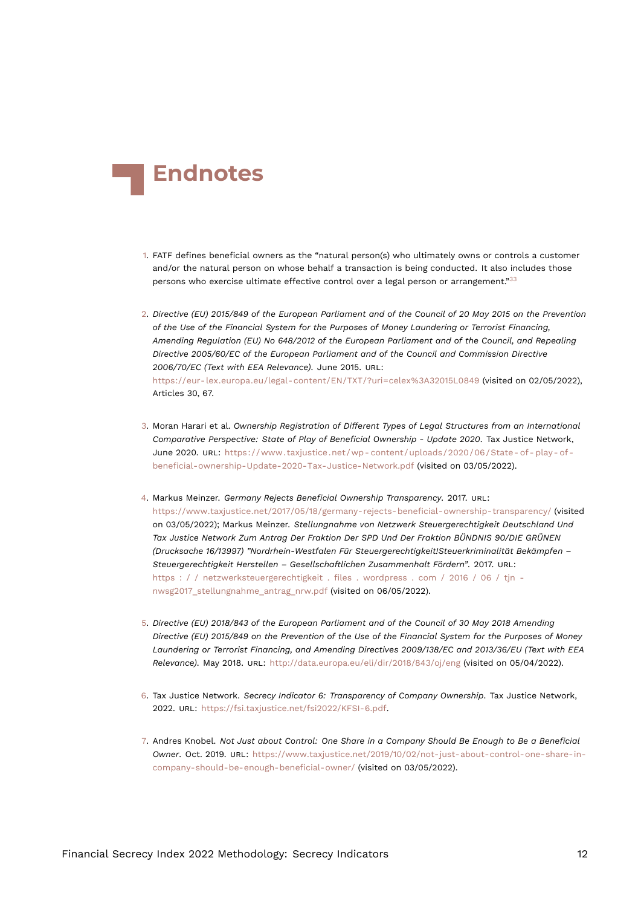# Endnotes

1. FATF defines beneficial owners as the "natural person(s) who ultimately owns or controls a customer and/or the natural person on whose behalf a transaction is being conducted. It also includes those persons who exercise ultimate effective control over a legal person or arrangement."[33]

2. *Directive (EU) 2015/849 of the European Parliament and of the Council of 20 May 2015 on the Prevention of the Use of the Financial System for the Purposes of Money Laundering or Terrorist Financing, Amending Regulation (EU) No 648/2012 of the European Parliament and of the Council, and Repealing Directive 2005/60/EC of the European Parliament and of the Council and Commission Directive 2006/70/EC (Text with EEA Relevance).* June 2015. URL: https://eur-lex.europa.eu/legal-content/EN/TXT/?uri=celex%3A32015L0849 (visited on 02/05/2022), Articles 30, 67.

3. Moran Harari et al. *Ownership Registration of Different Types of Legal Structures from an International Comparative Perspective: State of Play of Beneficial Ownership - Update 2020*. Tax Justice Network, June 2020. URL: https://www.taxjustice.net/wp-content/uploads/2020/06/State-of-play-of-beneficial-ownership-Update-2020-Tax-Justice-Network.pdf (visited on 03/05/2022).

4. Markus Meinzer. *Germany Rejects Beneficial Ownership Transparency*. 2017. URL: https://www.taxjustice.net/2017/05/18/germany-rejects-beneficial-ownership-transparency/ (visited on 03/05/2022); Markus Meinzer. *Stellungnahme von Netzwerk Steuergerechtigkeit Deutschland Und Tax Justice Network Zum Antrag Der Fraktion Der SPD Und Der Fraktion BÜNDNIS 90/DIE GRÜNEN (Drucksache 16/13997) "Nordrhein-Westfalen Für Steuergerechtigkeit!Steuerkriminalität Bekämpfen – Steuergerechtigkeit Herstellen – Gesellschaftlichen Zusammenhalt Fördern"*. 2017. URL: https://netzwerksteuergerechtigkeit.files.wordpress.com/2016/06/tjn-nwsg2017_stellungnahme_antrag_nrw.pdf (visited on 06/05/2022).

5. *Directive (EU) 2018/843 of the European Parliament and of the Council of 30 May 2018 Amending Directive (EU) 2015/849 on the Prevention of the Use of the Financial System for the Purposes of Money Laundering or Terrorist Financing, and Amending Directives 2009/138/EC and 2013/36/EU (Text with EEA Relevance).* May 2018. URL: http://data.europa.eu/eli/dir/2018/843/oj/eng (visited on 05/04/2022).

6. Tax Justice Network. *Secrecy Indicator 6: Transparency of Company Ownership*. Tax Justice Network, 2022. URL: https://fsi.taxjustice.net/fsi2022/KFSI-6.pdf.

7. Andres Knobel. *Not Just about Control: One Share in a Company Should Be Enough to Be a Beneficial Owner*. Oct. 2019. URL: https://www.taxjustice.net/2019/10/02/not-just-about-control-one-share-in-company-should-be-enough-beneficial-owner/ (visited on 03/05/2022).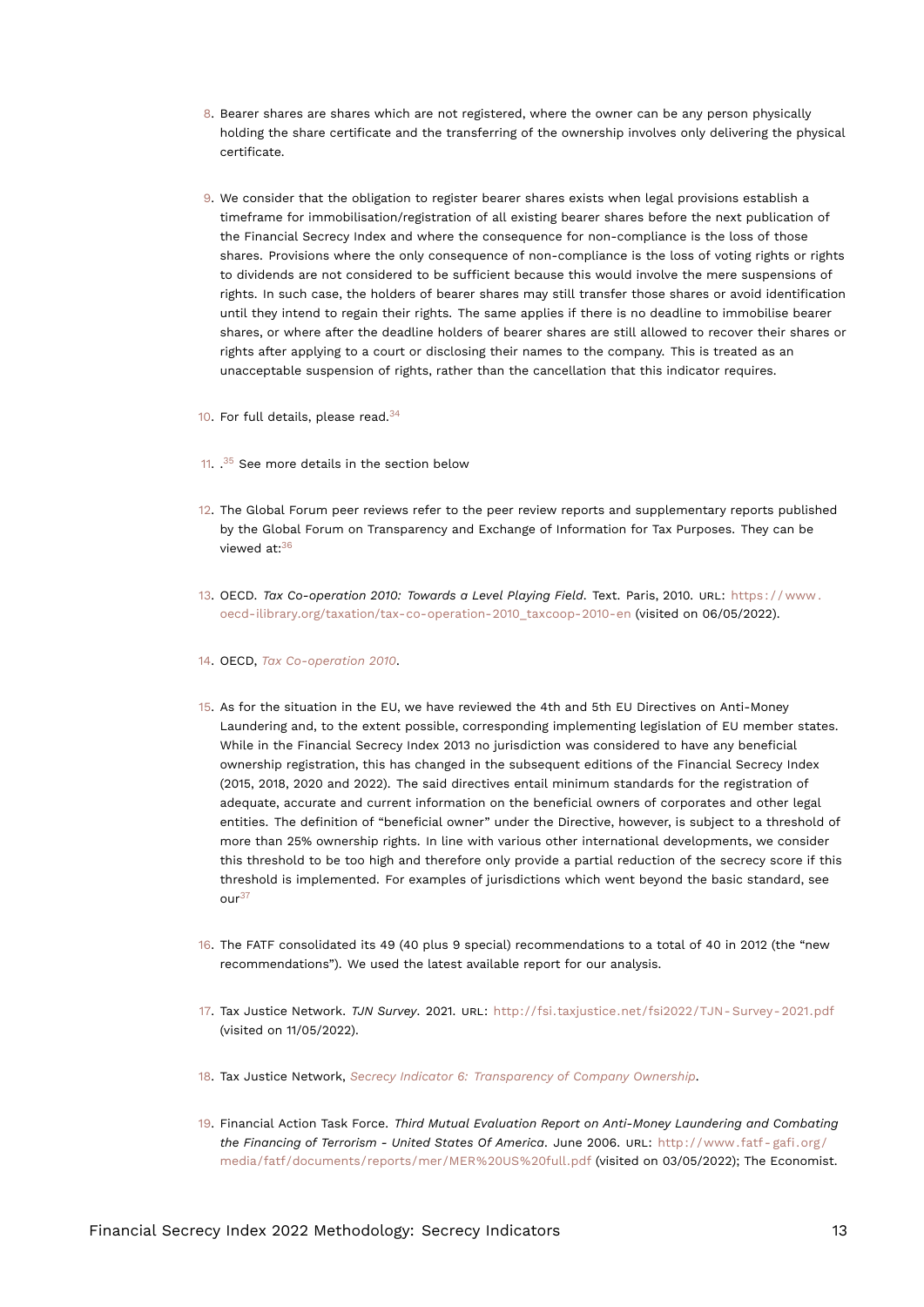8. Bearer shares are shares which are not registered, where the owner can be any person physically holding the share certificate and the transferring of the ownership involves only delivering the physical certificate.

9. We consider that the obligation to register bearer shares exists when legal provisions establish a timeframe for immobilisation/registration of all existing bearer shares before the next publication of the Financial Secrecy Index and where the consequence for non-compliance is the loss of those shares. Provisions where the only consequence of non-compliance is the loss of voting rights or rights to dividends are not considered to be sufficient because this would involve the mere suspensions of rights. In such case, the holders of bearer shares may still transfer those shares or avoid identification until they intend to regain their rights. The same applies if there is no deadline to immobilise bearer shares, or where after the deadline holders of bearer shares are still allowed to recover their shares or rights after applying to a court or disclosing their names to the company. This is treated as an unacceptable suspension of rights, rather than the cancellation that this indicator requires.

10. For full details, please read.[34]

11. .[35] See more details in the section below

12. The Global Forum peer reviews refer to the peer review reports and supplementary reports published by the Global Forum on Transparency and Exchange of Information for Tax Purposes. They can be viewed at:[36]

13. OECD. *Tax Co-operation 2010: Towards a Level Playing Field*. Text. Paris, 2010. URL: https://www.oecd-ilibrary.org/taxation/tax-co-operation-2010_taxcoop-2010-en (visited on 06/05/2022).

14. OECD, *Tax Co-operation 2010*.

15. As for the situation in the EU, we have reviewed the 4th and 5th EU Directives on Anti-Money Laundering and, to the extent possible, corresponding implementing legislation of EU member states. While in the Financial Secrecy Index 2013 no jurisdiction was considered to have any beneficial ownership registration, this has changed in the subsequent editions of the Financial Secrecy Index (2015, 2018, 2020 and 2022). The said directives entail minimum standards for the registration of adequate, accurate and current information on the beneficial owners of corporates and other legal entities. The definition of "beneficial owner" under the Directive, however, is subject to a threshold of more than 25% ownership rights. In line with various other international developments, we consider this threshold to be too high and therefore only provide a partial reduction of the secrecy score if this threshold is implemented. For examples of jurisdictions which went beyond the basic standard, see our[37]

16. The FATF consolidated its 49 (40 plus 9 special) recommendations to a total of 40 in 2012 (the "new recommendations"). We used the latest available report for our analysis.

17. Tax Justice Network. *TJN Survey*. 2021. URL: http://fsi.taxjustice.net/fsi2022/TJN-Survey-2021.pdf (visited on 11/05/2022).

18. Tax Justice Network, *Secrecy Indicator 6: Transparency of Company Ownership*.

19. Financial Action Task Force. *Third Mutual Evaluation Report on Anti-Money Laundering and Combating the Financing of Terrorism - United States Of America*. June 2006. URL: http://www.fatf-gafi.org/media/fatf/documents/reports/mer/MER%20US%20full.pdf (visited on 03/05/2022); The Economist.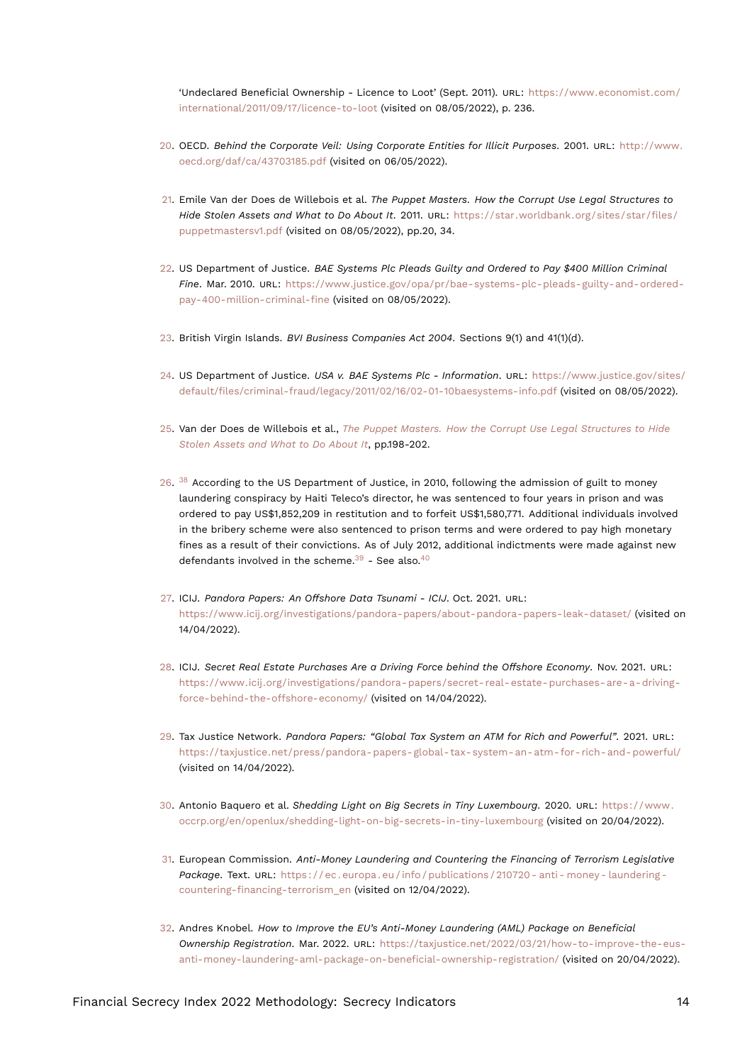'Undeclared Beneficial Ownership - Licence to Loot' (Sept. 2011). URL: https://www.economist.com/international/2011/09/17/licence-to-loot (visited on 08/05/2022), p. 236.

20. OECD. *Behind the Corporate Veil: Using Corporate Entities for Illicit Purposes*. 2001. URL: http://www.oecd.org/daf/ca/43703185.pdf (visited on 06/05/2022).

21. Emile Van der Does de Willebois et al. *The Puppet Masters. How the Corrupt Use Legal Structures to Hide Stolen Assets and What to Do About It*. 2011. URL: https://star.worldbank.org/sites/star/files/puppetmastersv1.pdf (visited on 08/05/2022), pp.20, 34.

22. US Department of Justice. *BAE Systems Plc Pleads Guilty and Ordered to Pay $400 Million Criminal Fine*. Mar. 2010. URL: https://www.justice.gov/opa/pr/bae-systems-plc-pleads-guilty-and-ordered-pay-400-million-criminal-fine (visited on 08/05/2022).

23. British Virgin Islands. *BVI Business Companies Act 2004*. Sections 9(1) and 41(1)(d).

24. US Department of Justice. *USA v. BAE Systems Plc - Information*. URL: https://www.justice.gov/sites/default/files/criminal-fraud/legacy/2011/02/16/02-01-10baesystems-info.pdf (visited on 08/05/2022).

25. Van der Does de Willebois et al., *The Puppet Masters. How the Corrupt Use Legal Structures to Hide Stolen Assets and What to Do About It*, pp.198-202.

26. [38] According to the US Department of Justice, in 2010, following the admission of guilt to money laundering conspiracy by Haiti Teleco's director, he was sentenced to four years in prison and was ordered to pay US$1,852,209 in restitution and to forfeit US$1,580,771. Additional individuals involved in the bribery scheme were also sentenced to prison terms and were ordered to pay high monetary fines as a result of their convictions. As of July 2012, additional indictments were made against new defendants involved in the scheme.[39] - See also.[40]

27. ICIJ. *Pandora Papers: An Offshore Data Tsunami - ICIJ*. Oct. 2021. URL: https://www.icij.org/investigations/pandora-papers/about-pandora-papers-leak-dataset/ (visited on 14/04/2022).

28. ICIJ. *Secret Real Estate Purchases Are a Driving Force behind the Offshore Economy*. Nov. 2021. URL: https://www.icij.org/investigations/pandora-papers/secret-real-estate-purchases-are-a-driving-force-behind-the-offshore-economy/ (visited on 14/04/2022).

29. Tax Justice Network. *Pandora Papers: "Global Tax System an ATM for Rich and Powerful"*. 2021. URL: https://taxjustice.net/press/pandora-papers-global-tax-system-an-atm-for-rich-and-powerful/ (visited on 14/04/2022).

30. Antonio Baquero et al. *Shedding Light on Big Secrets in Tiny Luxembourg*. 2020. URL: https://www.occrp.org/en/openlux/shedding-light-on-big-secrets-in-tiny-luxembourg (visited on 20/04/2022).

31. European Commission. *Anti-Money Laundering and Countering the Financing of Terrorism Legislative Package*. Text. URL: https://ec.europa.eu/info/publications/210720-anti-money-laundering-countering-financing-terrorism_en (visited on 12/04/2022).

32. Andres Knobel. *How to Improve the EU's Anti-Money Laundering (AML) Package on Beneficial Ownership Registration*. Mar. 2022. URL: https://taxjustice.net/2022/03/21/how-to-improve-the-eus-anti-money-laundering-aml-package-on-beneficial-ownership-registration/ (visited on 20/04/2022).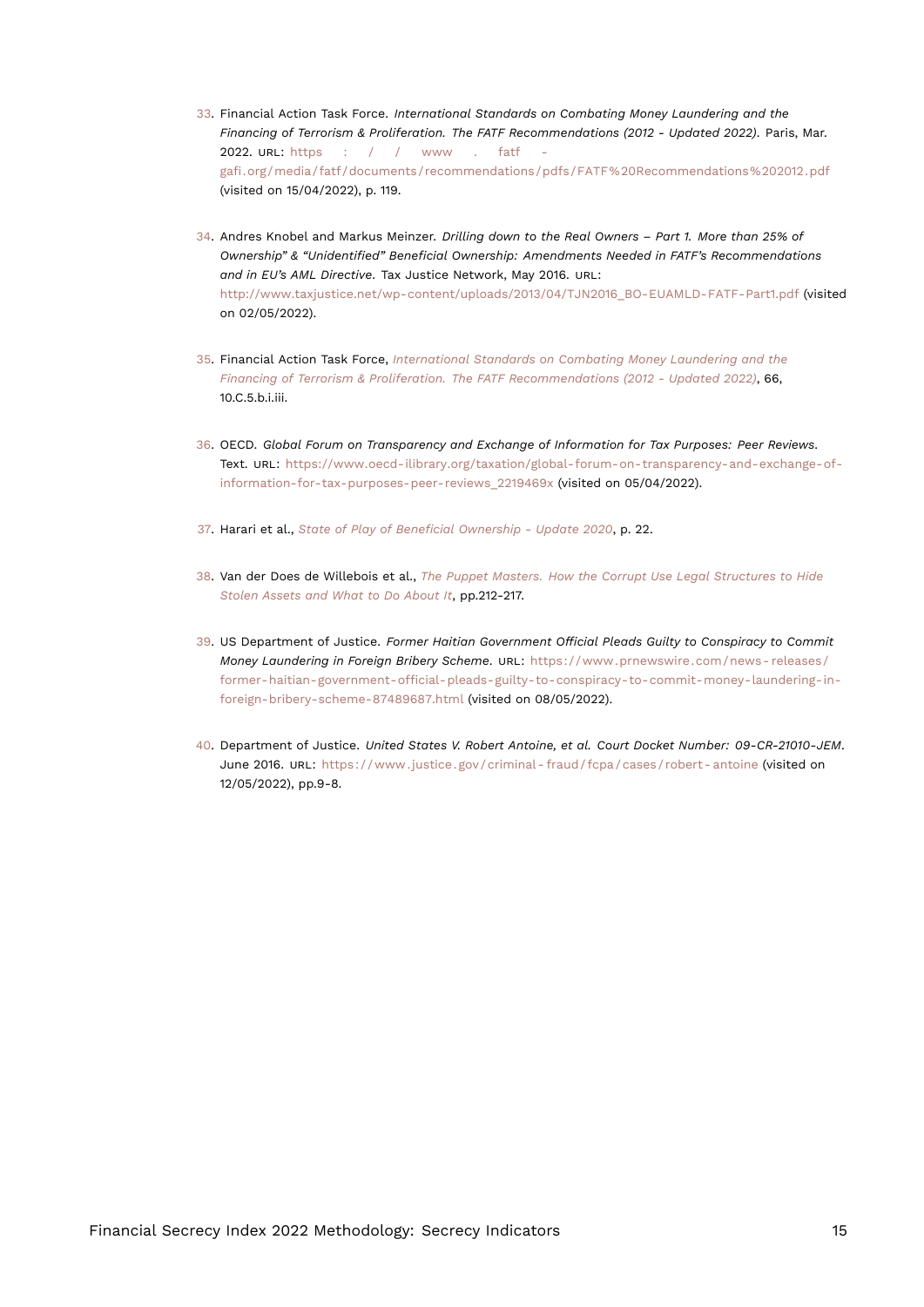33. Financial Action Task Force. *International Standards on Combating Money Laundering and the Financing of Terrorism & Proliferation. The FATF Recommendations (2012 - Updated 2022)*. Paris, Mar. 2022. URL: https://www.fatf-gafi.org/media/fatf/documents/recommendations/pdfs/FATF%20Recommendations%202012.pdf (visited on 15/04/2022), p. 119.

34. Andres Knobel and Markus Meinzer. *Drilling down to the Real Owners – Part 1. More than 25% of Ownership" & "Unidentified" Beneficial Ownership: Amendments Needed in FATF's Recommendations and in EU's AML Directive*. Tax Justice Network, May 2016. URL: http://www.taxjustice.net/wp-content/uploads/2013/04/TJN2016_BO-EUAMLD-FATF-Part1.pdf (visited on 02/05/2022).

35. Financial Action Task Force, *International Standards on Combating Money Laundering and the Financing of Terrorism & Proliferation. The FATF Recommendations (2012 - Updated 2022)*, 66, 10.C.5.b.i.iii.

36. OECD. *Global Forum on Transparency and Exchange of Information for Tax Purposes: Peer Reviews*. Text. URL: https://www.oecd-ilibrary.org/taxation/global-forum-on-transparency-and-exchange-of-information-for-tax-purposes-peer-reviews_2219469x (visited on 05/04/2022).

37. Harari et al., *State of Play of Beneficial Ownership - Update 2020*, p. 22.

38. Van der Does de Willebois et al., *The Puppet Masters. How the Corrupt Use Legal Structures to Hide Stolen Assets and What to Do About It*, pp.212-217.

39. US Department of Justice. *Former Haitian Government Official Pleads Guilty to Conspiracy to Commit Money Laundering in Foreign Bribery Scheme*. URL: https://www.prnewswire.com/news-releases/former-haitian-government-official-pleads-guilty-to-conspiracy-to-commit-money-laundering-in-foreign-bribery-scheme-87489687.html (visited on 08/05/2022).

40. Department of Justice. *United States V. Robert Antoine, et al. Court Docket Number: 09-CR-21010-JEM*. June 2016. URL: https://www.justice.gov/criminal-fraud/fcpa/cases/robert-antoine (visited on 12/05/2022), pp.9-8.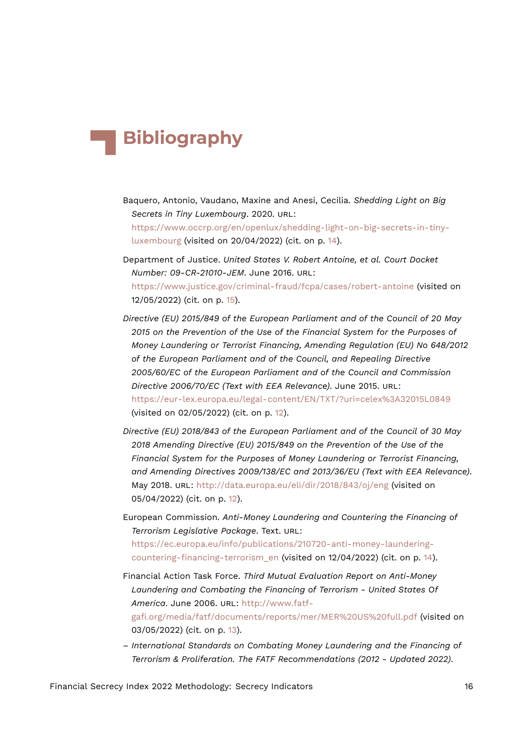# Bibliography

Baquero, Antonio, Vaudano, Maxine and Anesi, Cecilia. *Shedding Light on Big Secrets in Tiny Luxembourg*. 2020. URL: https://www.occrp.org/en/openlux/shedding-light-on-big-secrets-in-tiny-luxembourg (visited on 20/04/2022) (cit. on p. 14).

Department of Justice. *United States V. Robert Antoine, et al. Court Docket Number: 09-CR-21010-JEM*. June 2016. URL: https://www.justice.gov/criminal-fraud/fcpa/cases/robert-antoine (visited on 12/05/2022) (cit. on p. 15).

*Directive (EU) 2015/849 of the European Parliament and of the Council of 20 May 2015 on the Prevention of the Use of the Financial System for the Purposes of Money Laundering or Terrorist Financing, Amending Regulation (EU) No 648/2012 of the European Parliament and of the Council, and Repealing Directive 2005/60/EC of the European Parliament and of the Council and Commission Directive 2006/70/EC (Text with EEA Relevance)*. June 2015. URL: https://eur-lex.europa.eu/legal-content/EN/TXT/?uri=celex%3A32015L0849 (visited on 02/05/2022) (cit. on p. 12).

*Directive (EU) 2018/843 of the European Parliament and of the Council of 30 May 2018 Amending Directive (EU) 2015/849 on the Prevention of the Use of the Financial System for the Purposes of Money Laundering or Terrorist Financing, and Amending Directives 2009/138/EC and 2013/36/EU (Text with EEA Relevance)*. May 2018. URL: http://data.europa.eu/eli/dir/2018/843/oj/eng (visited on 05/04/2022) (cit. on p. 12).

European Commission. *Anti-Money Laundering and Countering the Financing of Terrorism Legislative Package*. Text. URL: https://ec.europa.eu/info/publications/210720-anti-money-laundering-countering-financing-terrorism_en (visited on 12/04/2022) (cit. on p. 14).

Financial Action Task Force. *Third Mutual Evaluation Report on Anti-Money Laundering and Combating the Financing of Terrorism - United States Of America*. June 2006. URL: http://www.fatf-gafi.org/media/fatf/documents/reports/mer/MER%20US%20full.pdf (visited on 03/05/2022) (cit. on p. 13).

– *International Standards on Combating Money Laundering and the Financing of Terrorism & Proliferation. The FATF Recommendations (2012 - Updated 2022)*.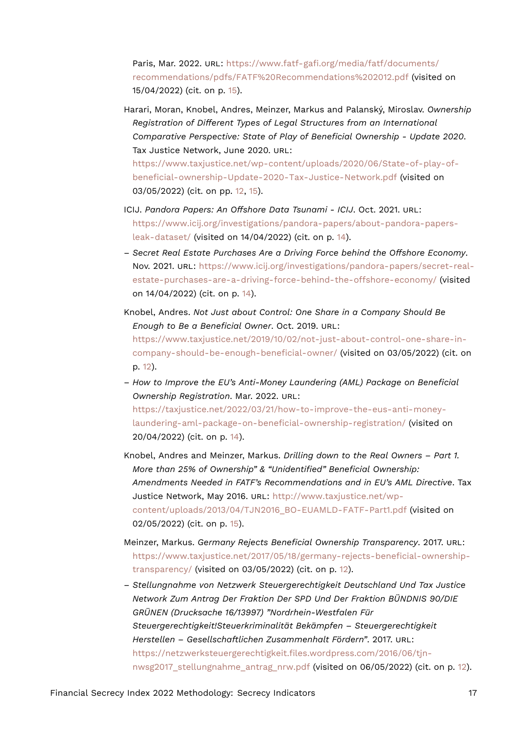Paris, Mar. 2022. URL: https://www.fatf-gafi.org/media/fatf/documents/recommendations/pdfs/FATF%20Recommendations%202012.pdf (visited on 15/04/2022) (cit. on p. 15).

Harari, Moran, Knobel, Andres, Meinzer, Markus and Palanský, Miroslav. *Ownership Registration of Different Types of Legal Structures from an International Comparative Perspective: State of Play of Beneficial Ownership - Update 2020*. Tax Justice Network, June 2020. URL: https://www.taxjustice.net/wp-content/uploads/2020/06/State-of-play-of-beneficial-ownership-Update-2020-Tax-Justice-Network.pdf (visited on 03/05/2022) (cit. on pp. 12, 15).

ICIJ. *Pandora Papers: An Offshore Data Tsunami - ICIJ*. Oct. 2021. URL: https://www.icij.org/investigations/pandora-papers/about-pandora-papers-leak-dataset/ (visited on 14/04/2022) (cit. on p. 14).

– *Secret Real Estate Purchases Are a Driving Force behind the Offshore Economy*. Nov. 2021. URL: https://www.icij.org/investigations/pandora-papers/secret-real-estate-purchases-are-a-driving-force-behind-the-offshore-economy/ (visited on 14/04/2022) (cit. on p. 14).

Knobel, Andres. *Not Just about Control: One Share in a Company Should Be Enough to Be a Beneficial Owner*. Oct. 2019. URL: https://www.taxjustice.net/2019/10/02/not-just-about-control-one-share-in-company-should-be-enough-beneficial-owner/ (visited on 03/05/2022) (cit. on p. 12).

– *How to Improve the EU's Anti-Money Laundering (AML) Package on Beneficial Ownership Registration*. Mar. 2022. URL: https://taxjustice.net/2022/03/21/how-to-improve-the-eus-anti-money-laundering-aml-package-on-beneficial-ownership-registration/ (visited on 20/04/2022) (cit. on p. 14).

Knobel, Andres and Meinzer, Markus. *Drilling down to the Real Owners – Part 1. More than 25% of Ownership" & "Unidentified" Beneficial Ownership: Amendments Needed in FATF's Recommendations and in EU's AML Directive*. Tax Justice Network, May 2016. URL: http://www.taxjustice.net/wp-content/uploads/2013/04/TJN2016_BO-EUAMLD-FATF-Part1.pdf (visited on 02/05/2022) (cit. on p. 15).

Meinzer, Markus. *Germany Rejects Beneficial Ownership Transparency*. 2017. URL: https://www.taxjustice.net/2017/05/18/germany-rejects-beneficial-ownership-transparency/ (visited on 03/05/2022) (cit. on p. 12).

– *Stellungnahme von Netzwerk Steuergerechtigkeit Deutschland Und Tax Justice Network Zum Antrag Der Fraktion Der SPD Und Der Fraktion BÜNDNIS 90/DIE GRÜNEN (Drucksache 16/13997) "Nordrhein-Westfalen Für Steuergerechtigkeit!Steuerkriminalität Bekämpfen – Steuergerechtigkeit Herstellen – Gesellschaftlichen Zusammenhalt Fördern"*. 2017. URL: https://netzwerksteuergerechtigkeit.files.wordpress.com/2016/06/tjn-nwsg2017_stellungnahme_antrag_nrw.pdf (visited on 06/05/2022) (cit. on p. 12).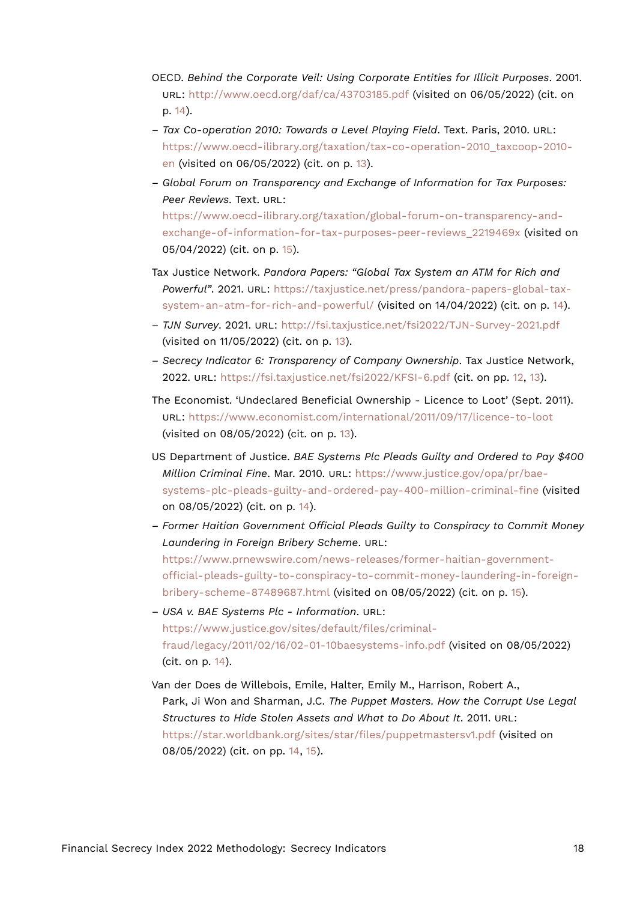OECD. *Behind the Corporate Veil: Using Corporate Entities for Illicit Purposes*. 2001. URL: http://www.oecd.org/daf/ca/43703185.pdf (visited on 06/05/2022) (cit. on p. 14).

– *Tax Co-operation 2010: Towards a Level Playing Field*. Text. Paris, 2010. URL: https://www.oecd-ilibrary.org/taxation/tax-co-operation-2010_taxcoop-2010-en (visited on 06/05/2022) (cit. on p. 13).

– *Global Forum on Transparency and Exchange of Information for Tax Purposes: Peer Reviews*. Text. URL: https://www.oecd-ilibrary.org/taxation/global-forum-on-transparency-and-exchange-of-information-for-tax-purposes-peer-reviews_2219469x (visited on 05/04/2022) (cit. on p. 15).

Tax Justice Network. *Pandora Papers: "Global Tax System an ATM for Rich and Powerful"*. 2021. URL: https://taxjustice.net/press/pandora-papers-global-tax-system-an-atm-for-rich-and-powerful/ (visited on 14/04/2022) (cit. on p. 14).

– *TJN Survey*. 2021. URL: http://fsi.taxjustice.net/fsi2022/TJN-Survey-2021.pdf (visited on 11/05/2022) (cit. on p. 13).

– *Secrecy Indicator 6: Transparency of Company Ownership*. Tax Justice Network, 2022. URL: https://fsi.taxjustice.net/fsi2022/KFSI-6.pdf (cit. on pp. 12, 13).

The Economist. 'Undeclared Beneficial Ownership - Licence to Loot' (Sept. 2011). URL: https://www.economist.com/international/2011/09/17/licence-to-loot (visited on 08/05/2022) (cit. on p. 13).

US Department of Justice. *BAE Systems Plc Pleads Guilty and Ordered to Pay $400 Million Criminal Fine*. Mar. 2010. URL: https://www.justice.gov/opa/pr/bae-systems-plc-pleads-guilty-and-ordered-pay-400-million-criminal-fine (visited on 08/05/2022) (cit. on p. 14).

– *Former Haitian Government Official Pleads Guilty to Conspiracy to Commit Money Laundering in Foreign Bribery Scheme*. URL: https://www.prnewswire.com/news-releases/former-haitian-government-official-pleads-guilty-to-conspiracy-to-commit-money-laundering-in-foreign-bribery-scheme-87489687.html (visited on 08/05/2022) (cit. on p. 15).

– *USA v. BAE Systems Plc - Information*. URL: https://www.justice.gov/sites/default/files/criminal-fraud/legacy/2011/02/16/02-01-10baesystems-info.pdf (visited on 08/05/2022) (cit. on p. 14).

Van der Does de Willebois, Emile, Halter, Emily M., Harrison, Robert A., Park, Ji Won and Sharman, J.C. *The Puppet Masters. How the Corrupt Use Legal Structures to Hide Stolen Assets and What to Do About It*. 2011. URL: https://star.worldbank.org/sites/star/files/puppetmastersv1.pdf (visited on 08/05/2022) (cit. on pp. 14, 15).